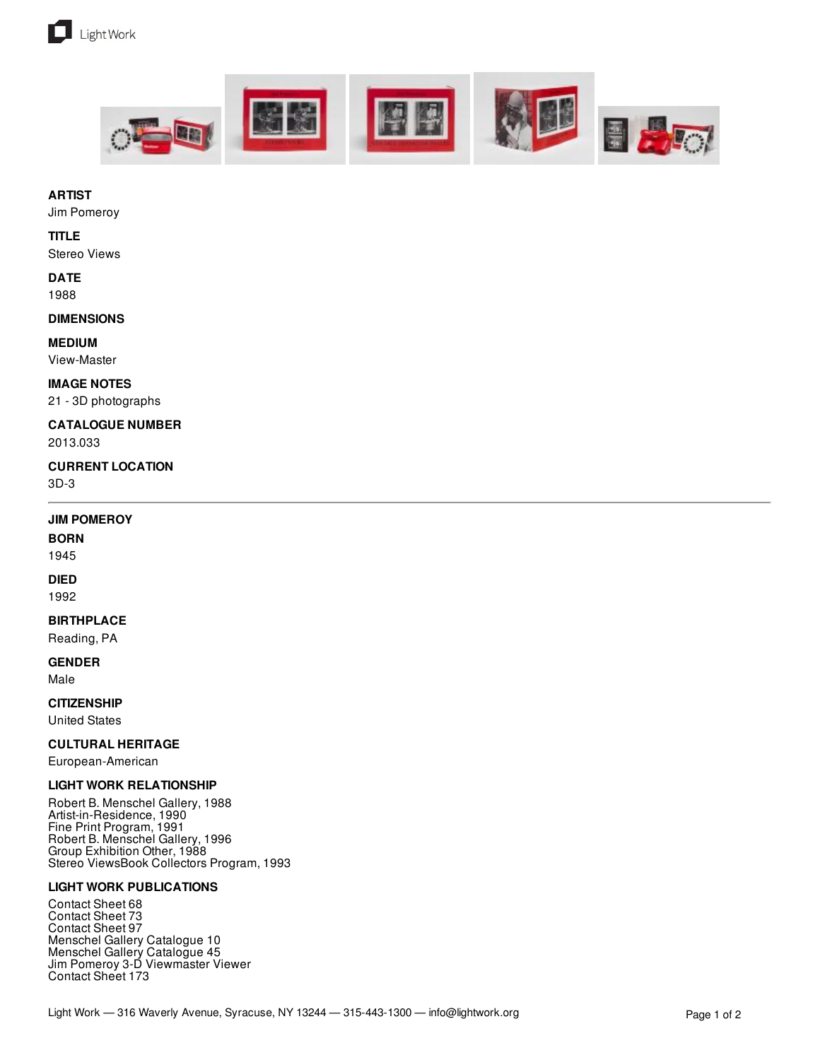**ARTIST**
Jim Pomeroy

**TITLE**
Stereo Views

**DATE**
1988

**DIMENSIONS**

**MEDIUM**
View-Master

**IMAGE NOTES**
21 - 3D photographs

**CATALOGUE NUMBER**
2013.033

**CURRENT LOCATION**
3D-3

---

**JIM POMEROY**

**BORN**
1945

**DIED**
1992

**BIRTHPLACE**
Reading, PA

**GENDER**
Male

**CITIZENSHIP**
United States

**CULTURAL HERITAGE**
European-American

**LIGHT WORK RELATIONSHIP**
Robert B. Menschel Gallery, 1988
Artist-in-Residence, 1990
Fine Print Program, 1991
Robert B. Menschel Gallery, 1996
Group Exhibition Other, 1988
Stereo ViewsBook Collectors Program, 1993

**LIGHT WORK PUBLICATIONS**
Contact Sheet 68
Contact Sheet 73
Contact Sheet 97
Menschel Gallery Catalogue 10
Menschel Gallery Catalogue 45
Jim Pomeroy 3-D Viewmaster Viewer
Contact Sheet 173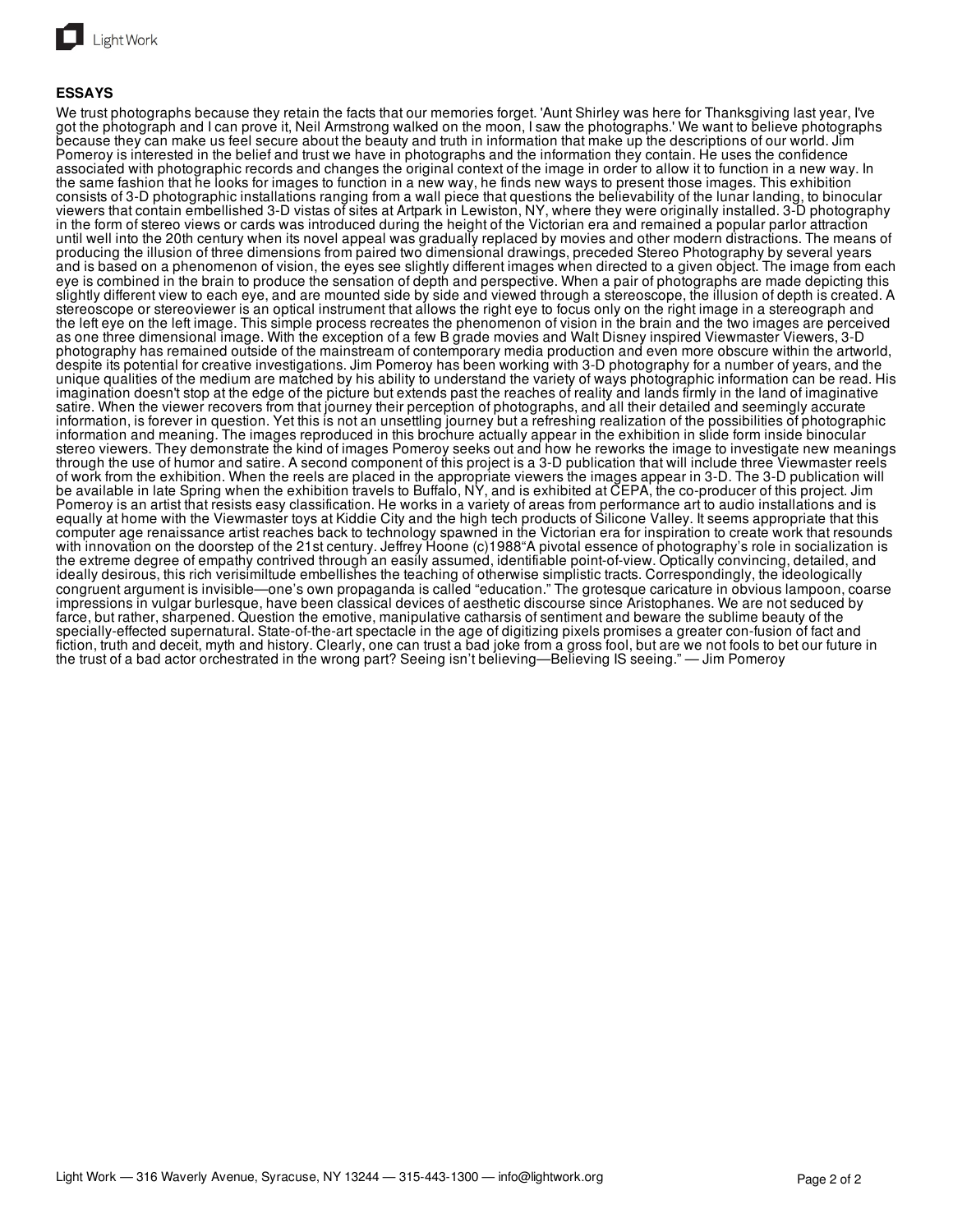**ESSAYS**

We trust photographs because they retain the facts that our memories forget. 'Aunt Shirley was here for Thanksgiving last year, I've got the photograph and I can prove it, Neil Armstrong walked on the moon, I saw the photographs.' We want to believe photographs because they can make us feel secure about the beauty and truth in information that make up the descriptions of our world. Jim Pomeroy is interested in the belief and trust we have in photographs and the information they contain. He uses the confidence associated with photographic records and changes the original context of the image in order to allow it to function in a new way. In the same fashion that he looks for images to function in a new way, he finds new ways to present those images. This exhibition consists of 3-D photographic installations ranging from a wall piece that questions the believability of the lunar landing, to binocular viewers that contain embellished 3-D vistas of sites at Artpark in Lewiston, NY, where they were originally installed. 3-D photography in the form of stereo views or cards was introduced during the height of the Victorian era and remained a popular parlor attraction until well into the 20th century when its novel appeal was gradually replaced by movies and other modern distractions. The means of producing the illusion of three dimensions from paired two dimensional drawings, preceded Stereo Photography by several years and is based on a phenomenon of vision, the eyes see slightly different images when directed to a given object. The image from each eye is combined in the brain to produce the sensation of depth and perspective. When a pair of photographs are made depicting this slightly different view to each eye, and are mounted side by side and viewed through a stereoscope, the illusion of depth is created. A stereoscope or stereoviewer is an optical instrument that allows the right eye to focus only on the right image in a stereograph and the left eye on the left image. This simple process recreates the phenomenon of vision in the brain and the two images are perceived as one three dimensional image. With the exception of a few B grade movies and Walt Disney inspired Viewmaster Viewers, 3-D photography has remained outside of the mainstream of contemporary media production and even more obscure within the artworld, despite its potential for creative investigations. Jim Pomeroy has been working with 3-D photography for a number of years, and the unique qualities of the medium are matched by his ability to understand the variety of ways photographic information can be read. His imagination doesn't stop at the edge of the picture but extends past the reaches of reality and lands firmly in the land of imaginative satire. When the viewer recovers from that journey their perception of photographs, and all their detailed and seemingly accurate information, is forever in question. Yet this is not an unsettling journey but a refreshing realization of the possibilities of photographic information and meaning. The images reproduced in this brochure actually appear in the exhibition in slide form inside binocular stereo viewers. They demonstrate the kind of images Pomeroy seeks out and how he reworks the image to investigate new meanings through the use of humor and satire. A second component of this project is a 3-D publication that will include three Viewmaster reels of work from the exhibition. When the reels are placed in the appropriate viewers the images appear in 3-D. The 3-D publication will be available in late Spring when the exhibition travels to Buffalo, NY, and is exhibited at CEPA, the co-producer of this project. Jim Pomeroy is an artist that resists easy classification. He works in a variety of areas from performance art to audio installations and is equally at home with the Viewmaster toys at Kiddie City and the high tech products of Silicone Valley. It seems appropriate that this computer age renaissance artist reaches back to technology spawned in the Victorian era for inspiration to create work that resounds with innovation on the doorstep of the 21st century. Jeffrey Hoone (c)1988“A pivotal essence of photography’s role in socialization is the extreme degree of empathy contrived through an easily assumed, identifiable point-of-view. Optically convincing, detailed, and ideally desirous, this rich verisimiltude embellishes the teaching of otherwise simplistic tracts. Correspondingly, the ideologically congruent argument is invisible—one’s own propaganda is called “education.” The grotesque caricature in obvious lampoon, coarse impressions in vulgar burlesque, have been classical devices of aesthetic discourse since Aristophanes. We are not seduced by farce, but rather, sharpened. Question the emotive, manipulative catharsis of sentiment and beware the sublime beauty of the specially-effected supernatural. State-of-the-art spectacle in the age of digitizing pixels promises a greater con-fusion of fact and fiction, truth and deceit, myth and history. Clearly, one can trust a bad joke from a gross fool, but are we not fools to bet our future in the trust of a bad actor orchestrated in the wrong part? Seeing isn’t believing—Believing IS seeing.” — Jim Pomeroy